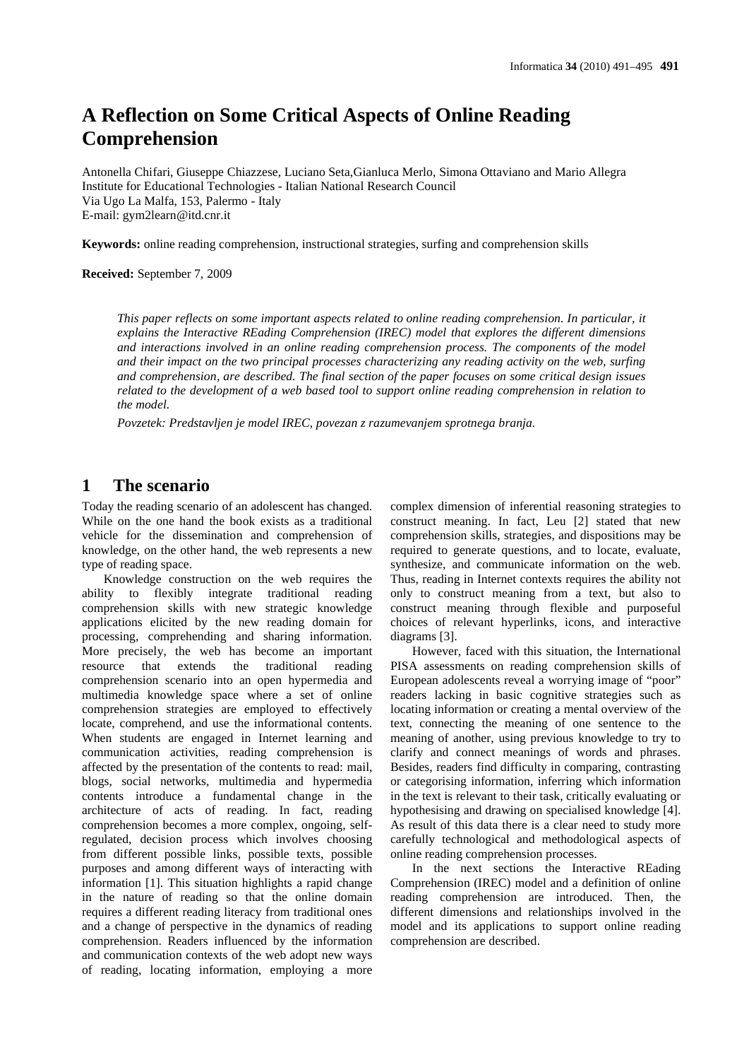# A Reflection on Some Critical Aspects of Online Reading Comprehension

Antonella Chifari, Giuseppe Chiazzese, Luciano Seta,Gianluca Merlo, Simona Ottaviano and Mario Allegra
Institute for Educational Technologies - Italian National Research Council
Via Ugo La Malfa, 153, Palermo - Italy
E-mail: gym2learn@itd.cnr.it

**Keywords:** online reading comprehension, instructional strategies, surfing and comprehension skills

**Received:** September 7, 2009

*This paper reflects on some important aspects related to online reading comprehension. In particular, it explains the Interactive REading Comprehension (IREC) model that explores the different dimensions and interactions involved in an online reading comprehension process. The components of the model and their impact on the two principal processes characterizing any reading activity on the web, surfing and comprehension, are described. The final section of the paper focuses on some critical design issues related to the development of a web based tool to support online reading comprehension in relation to the model.*

*Povzetek: Predstavljen je model IREC, povezan z razumevanjem sprotnega branja.*

## 1 The scenario

Today the reading scenario of an adolescent has changed. While on the one hand the book exists as a traditional vehicle for the dissemination and comprehension of knowledge, on the other hand, the web represents a new type of reading space.

Knowledge construction on the web requires the ability to flexibly integrate traditional reading comprehension skills with new strategic knowledge applications elicited by the new reading domain for processing, comprehending and sharing information. More precisely, the web has become an important resource that extends the traditional reading comprehension scenario into an open hypermedia and multimedia knowledge space where a set of online comprehension strategies are employed to effectively locate, comprehend, and use the informational contents. When students are engaged in Internet learning and communication activities, reading comprehension is affected by the presentation of the contents to read: mail, blogs, social networks, multimedia and hypermedia contents introduce a fundamental change in the architecture of acts of reading. In fact, reading comprehension becomes a more complex, ongoing, self-regulated, decision process which involves choosing from different possible links, possible texts, possible purposes and among different ways of interacting with information [1]. This situation highlights a rapid change in the nature of reading so that the online domain requires a different reading literacy from traditional ones and a change of perspective in the dynamics of reading comprehension. Readers influenced by the information and communication contexts of the web adopt new ways of reading, locating information, employing a more complex dimension of inferential reasoning strategies to construct meaning. In fact, Leu [2] stated that new comprehension skills, strategies, and dispositions may be required to generate questions, and to locate, evaluate, synthesize, and communicate information on the web. Thus, reading in Internet contexts requires the ability not only to construct meaning from a text, but also to construct meaning through flexible and purposeful choices of relevant hyperlinks, icons, and interactive diagrams [3].

However, faced with this situation, the International PISA assessments on reading comprehension skills of European adolescents reveal a worrying image of "poor" readers lacking in basic cognitive strategies such as locating information or creating a mental overview of the text, connecting the meaning of one sentence to the meaning of another, using previous knowledge to try to clarify and connect meanings of words and phrases. Besides, readers find difficulty in comparing, contrasting or categorising information, inferring which information in the text is relevant to their task, critically evaluating or hypothesising and drawing on specialised knowledge [4]. As result of this data there is a clear need to study more carefully technological and methodological aspects of online reading comprehension processes.

In the next sections the Interactive REading Comprehension (IREC) model and a definition of online reading comprehension are introduced. Then, the different dimensions and relationships involved in the model and its applications to support online reading comprehension are described.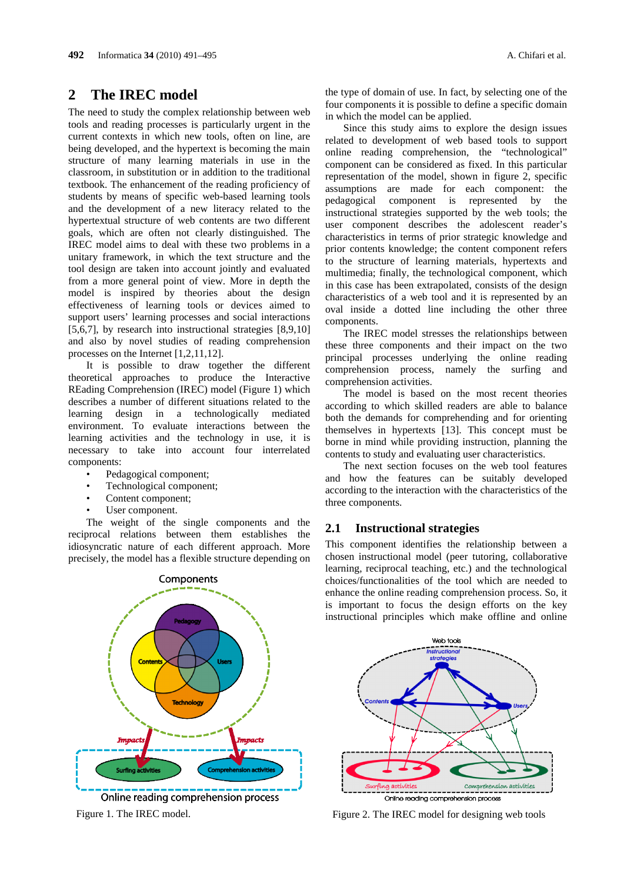## 2 The IREC model

The need to study the complex relationship between web tools and reading processes is particularly urgent in the current contexts in which new tools, often on line, are being developed, and the hypertext is becoming the main structure of many learning materials in use in the classroom, in substitution or in addition to the traditional textbook. The enhancement of the reading proficiency of students by means of specific web-based learning tools and the development of a new literacy related to the hypertextual structure of web contents are two different goals, which are often not clearly distinguished. The IREC model aims to deal with these two problems in a unitary framework, in which the text structure and the tool design are taken into account jointly and evaluated from a more general point of view. More in depth the model is inspired by theories about the design effectiveness of learning tools or devices aimed to support users' learning processes and social interactions [5,6,7], by research into instructional strategies [8,9,10] and also by novel studies of reading comprehension processes on the Internet [1,2,11,12].

It is possible to draw together the different theoretical approaches to produce the Interactive REading Comprehension (IREC) model (Figure 1) which describes a number of different situations related to the learning design in a technologically mediated environment. To evaluate interactions between the learning activities and the technology in use, it is necessary to take into account four interrelated components:

- Pedagogical component;
- Technological component;
- Content component;
- User component.

The weight of the single components and the reciprocal relations between them establishes the idiosyncratic nature of each different approach. More precisely, the model has a flexible structure depending on the type of domain of use. In fact, by selecting one of the four components it is possible to define a specific domain in which the model can be applied.

Since this study aims to explore the design issues related to development of web based tools to support online reading comprehension, the "technological" component can be considered as fixed. In this particular representation of the model, shown in figure 2, specific assumptions are made for each component: the pedagogical component is represented by the instructional strategies supported by the web tools; the user component describes the adolescent reader's characteristics in terms of prior strategic knowledge and prior contents knowledge; the content component refers to the structure of learning materials, hypertexts and multimedia; finally, the technological component, which in this case has been extrapolated, consists of the design characteristics of a web tool and it is represented by an oval inside a dotted line including the other three components.

The IREC model stresses the relationships between these three components and their impact on the two principal processes underlying the online reading comprehension process, namely the surfing and comprehension activities.

The model is based on the most recent theories according to which skilled readers are able to balance both the demands for comprehending and for orienting themselves in hypertexts [13]. This concept must be borne in mind while providing instruction, planning the contents to study and evaluating user characteristics.

The next section focuses on the web tool features and how the features can be suitably developed according to the interaction with the characteristics of the three components.

Figure 1. The IREC model.

### 2.1 Instructional strategies

This component identifies the relationship between a chosen instructional model (peer tutoring, collaborative learning, reciprocal teaching, etc.) and the technological choices/functionalities of the tool which are needed to enhance the online reading comprehension process. So, it is important to focus the design efforts on the key instructional principles which make offline and online

Figure 2. The IREC model for designing web tools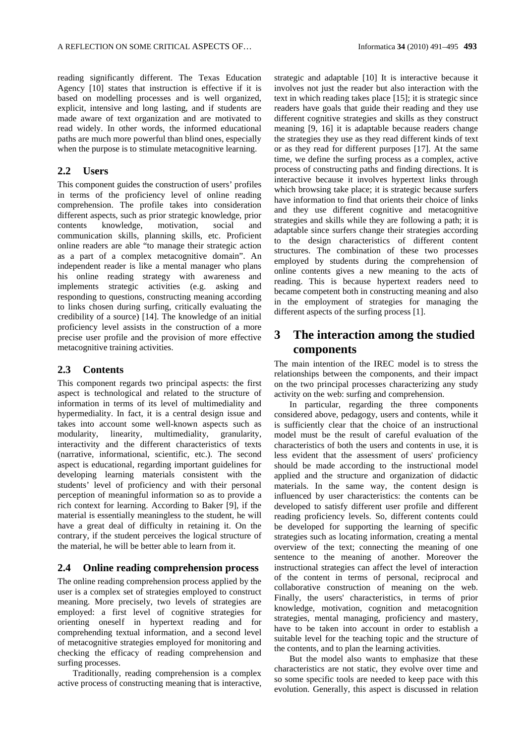reading significantly different. The Texas Education Agency [10] states that instruction is effective if it is based on modelling processes and is well organized, explicit, intensive and long lasting, and if students are made aware of text organization and are motivated to read widely. In other words, the informed educational paths are much more powerful than blind ones, especially when the purpose is to stimulate metacognitive learning.

## 2.2 Users

This component guides the construction of users' profiles in terms of the proficiency level of online reading comprehension. The profile takes into consideration different aspects, such as prior strategic knowledge, prior contents knowledge, motivation, social and communication skills, planning skills, etc. Proficient online readers are able "to manage their strategic action as a part of a complex metacognitive domain". An independent reader is like a mental manager who plans his online reading strategy with awareness and implements strategic activities (e.g. asking and responding to questions, constructing meaning according to links chosen during surfing, critically evaluating the credibility of a source) [14]. The knowledge of an initial proficiency level assists in the construction of a more precise user profile and the provision of more effective metacognitive training activities.

## 2.3 Contents

This component regards two principal aspects: the first aspect is technological and related to the structure of information in terms of its level of multimediality and hypermediality. In fact, it is a central design issue and takes into account some well-known aspects such as modularity, linearity, multimediality, granularity, interactivity and the different characteristics of texts (narrative, informational, scientific, etc.). The second aspect is educational, regarding important guidelines for developing learning materials consistent with the students' level of proficiency and with their personal perception of meaningful information so as to provide a rich context for learning. According to Baker [9], if the material is essentially meaningless to the student, he will have a great deal of difficulty in retaining it. On the contrary, if the student perceives the logical structure of the material, he will be better able to learn from it.

## 2.4 Online reading comprehension process

The online reading comprehension process applied by the user is a complex set of strategies employed to construct meaning. More precisely, two levels of strategies are employed: a first level of cognitive strategies for orienting oneself in hypertext reading and for comprehending textual information, and a second level of metacognitive strategies employed for monitoring and checking the efficacy of reading comprehension and surfing processes.

Traditionally, reading comprehension is a complex active process of constructing meaning that is interactive, strategic and adaptable [10] It is interactive because it involves not just the reader but also interaction with the text in which reading takes place [15]; it is strategic since readers have goals that guide their reading and they use different cognitive strategies and skills as they construct meaning [9, 16] it is adaptable because readers change the strategies they use as they read different kinds of text or as they read for different purposes [17]. At the same time, we define the surfing process as a complex, active process of constructing paths and finding directions. It is interactive because it involves hypertext links through which browsing take place; it is strategic because surfers have information to find that orients their choice of links and they use different cognitive and metacognitive strategies and skills while they are following a path; it is adaptable since surfers change their strategies according to the design characteristics of different content structures. The combination of these two processes employed by students during the comprehension of online contents gives a new meaning to the acts of reading. This is because hypertext readers need to became competent both in constructing meaning and also in the employment of strategies for managing the different aspects of the surfing process [1].

# 3 The interaction among the studied components

The main intention of the IREC model is to stress the relationships between the components, and their impact on the two principal processes characterizing any study activity on the web: surfing and comprehension.

In particular, regarding the three components considered above, pedagogy, users and contents, while it is sufficiently clear that the choice of an instructional model must be the result of careful evaluation of the characteristics of both the users and contents in use, it is less evident that the assessment of users' proficiency should be made according to the instructional model applied and the structure and organization of didactic materials. In the same way, the content design is influenced by user characteristics: the contents can be developed to satisfy different user profile and different reading proficiency levels. So, different contents could be developed for supporting the learning of specific strategies such as locating information, creating a mental overview of the text; connecting the meaning of one sentence to the meaning of another. Moreover the instructional strategies can affect the level of interaction of the content in terms of personal, reciprocal and collaborative construction of meaning on the web. Finally, the users' characteristics, in terms of prior knowledge, motivation, cognition and metacognition strategies, mental managing, proficiency and mastery, have to be taken into account in order to establish a suitable level for the teaching topic and the structure of the contents, and to plan the learning activities.

But the model also wants to emphasize that these characteristics are not static, they evolve over time and so some specific tools are needed to keep pace with this evolution. Generally, this aspect is discussed in relation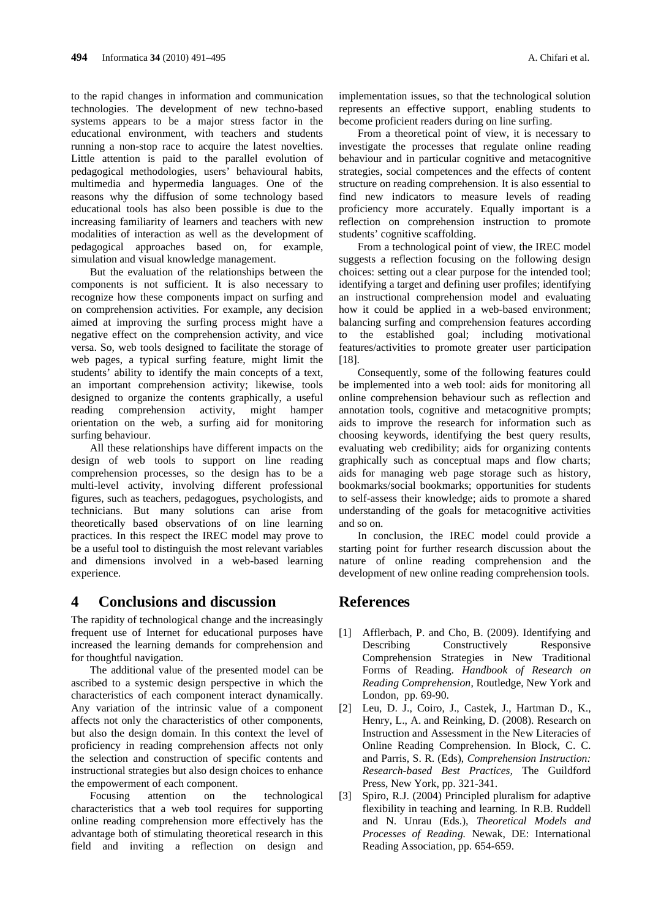to the rapid changes in information and communication technologies. The development of new techno-based systems appears to be a major stress factor in the educational environment, with teachers and students running a non-stop race to acquire the latest novelties. Little attention is paid to the parallel evolution of pedagogical methodologies, users' behavioural habits, multimedia and hypermedia languages. One of the reasons why the diffusion of some technology based educational tools has also been possible is due to the increasing familiarity of learners and teachers with new modalities of interaction as well as the development of pedagogical approaches based on, for example, simulation and visual knowledge management.

But the evaluation of the relationships between the components is not sufficient. It is also necessary to recognize how these components impact on surfing and on comprehension activities. For example, any decision aimed at improving the surfing process might have a negative effect on the comprehension activity, and vice versa. So, web tools designed to facilitate the storage of web pages, a typical surfing feature, might limit the students' ability to identify the main concepts of a text, an important comprehension activity; likewise, tools designed to organize the contents graphically, a useful reading comprehension activity, might hamper orientation on the web, a surfing aid for monitoring surfing behaviour.

All these relationships have different impacts on the design of web tools to support on line reading comprehension processes, so the design has to be a multi-level activity, involving different professional figures, such as teachers, pedagogues, psychologists, and technicians. But many solutions can arise from theoretically based observations of on line learning practices. In this respect the IREC model may prove to be a useful tool to distinguish the most relevant variables and dimensions involved in a web-based learning experience.

## 4 Conclusions and discussion

The rapidity of technological change and the increasingly frequent use of Internet for educational purposes have increased the learning demands for comprehension and for thoughtful navigation.

The additional value of the presented model can be ascribed to a systemic design perspective in which the characteristics of each component interact dynamically. Any variation of the intrinsic value of a component affects not only the characteristics of other components, but also the design domain. In this context the level of proficiency in reading comprehension affects not only the selection and construction of specific contents and instructional strategies but also design choices to enhance the empowerment of each component.

Focusing attention on the technological characteristics that a web tool requires for supporting online reading comprehension more effectively has the advantage both of stimulating theoretical research in this field and inviting a reflection on design and implementation issues, so that the technological solution represents an effective support, enabling students to become proficient readers during on line surfing.

From a theoretical point of view, it is necessary to investigate the processes that regulate online reading behaviour and in particular cognitive and metacognitive strategies, social competences and the effects of content structure on reading comprehension. It is also essential to find new indicators to measure levels of reading proficiency more accurately. Equally important is a reflection on comprehension instruction to promote students' cognitive scaffolding.

From a technological point of view, the IREC model suggests a reflection focusing on the following design choices: setting out a clear purpose for the intended tool; identifying a target and defining user profiles; identifying an instructional comprehension model and evaluating how it could be applied in a web-based environment; balancing surfing and comprehension features according to the established goal; including motivational features/activities to promote greater user participation [18].

Consequently, some of the following features could be implemented into a web tool: aids for monitoring all online comprehension behaviour such as reflection and annotation tools, cognitive and metacognitive prompts; aids to improve the research for information such as choosing keywords, identifying the best query results, evaluating web credibility; aids for organizing contents graphically such as conceptual maps and flow charts; aids for managing web page storage such as history, bookmarks/social bookmarks; opportunities for students to self-assess their knowledge; aids to promote a shared understanding of the goals for metacognitive activities and so on.

In conclusion, the IREC model could provide a starting point for further research discussion about the nature of online reading comprehension and the development of new online reading comprehension tools.

## References

[1] Afflerbach, P. and Cho, B. (2009). Identifying and Describing Constructively Responsive Comprehension Strategies in New Traditional Forms of Reading. *Handbook of Research on Reading Comprehension*, Routledge, New York and London, pp. 69-90.

[2] Leu, D. J., Coiro, J., Castek, J., Hartman D., K., Henry, L., A. and Reinking, D. (2008). Research on Instruction and Assessment in the New Literacies of Online Reading Comprehension. In Block, C. C. and Parris, S. R. (Eds), *Comprehension Instruction: Research-based Best Practices,* The Guildford Press, New York, pp. 321-341.

[3] Spiro, R.J. (2004) Principled pluralism for adaptive flexibility in teaching and learning. In R.B. Ruddell and N. Unrau (Eds.), *Theoretical Models and Processes of Reading.* Newak, DE: International Reading Association, pp. 654-659.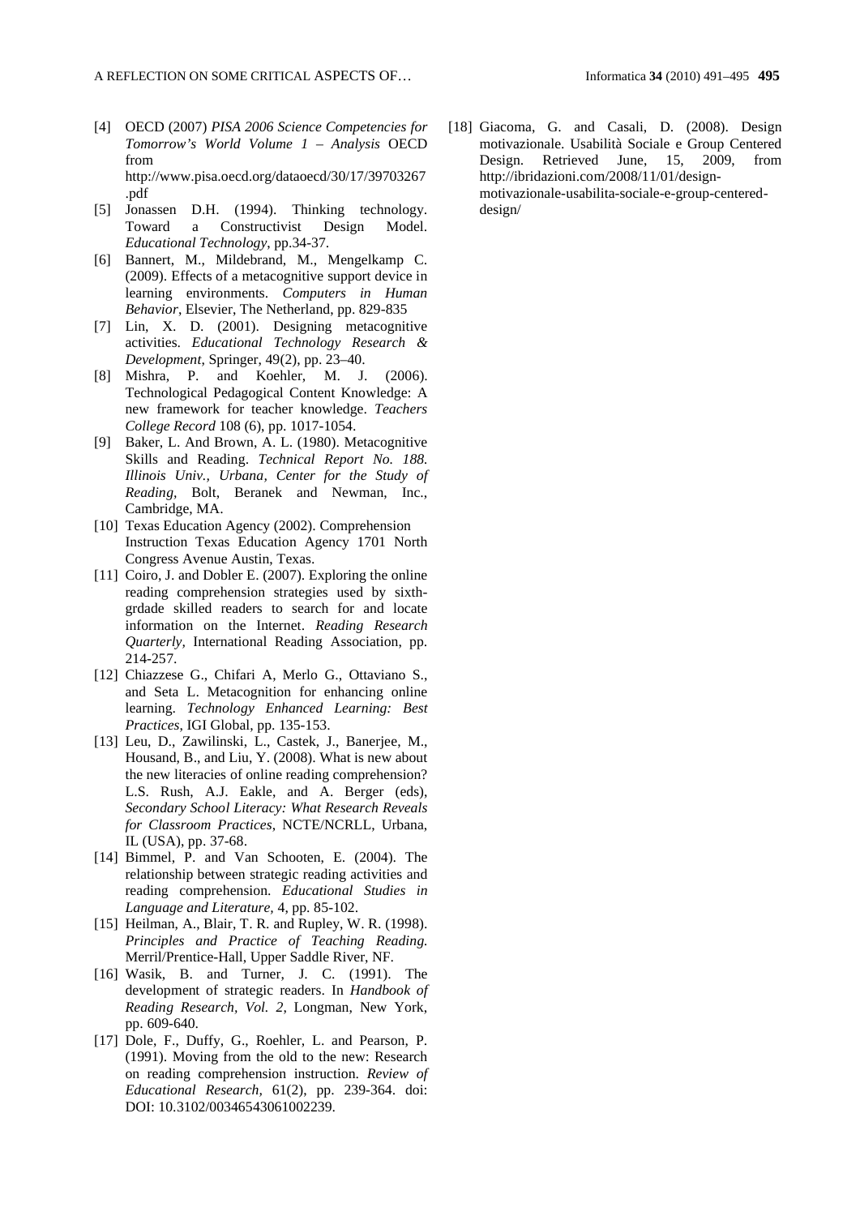[4] OECD (2007) *PISA 2006 Science Competencies for Tomorrow's World Volume 1 – Analysis* OECD from http://www.pisa.oecd.org/dataoecd/30/17/39703267.pdf

[5] Jonassen D.H. (1994). Thinking technology. Toward a Constructivist Design Model. *Educational Technology*, pp.34-37.

[6] Bannert, M., Mildebrand, M., Mengelkamp C. (2009). Effects of a metacognitive support device in learning environments. *Computers in Human Behavior*, Elsevier, The Netherland, pp. 829-835

[7] Lin, X. D. (2001). Designing metacognitive activities. *Educational Technology Research & Development*, Springer, 49(2), pp. 23–40.

[8] Mishra, P. and Koehler, M. J. (2006). Technological Pedagogical Content Knowledge: A new framework for teacher knowledge. *Teachers College Record* 108 (6), pp. 1017-1054.

[9] Baker, L. And Brown, A. L. (1980). Metacognitive Skills and Reading. *Technical Report No. 188. Illinois Univ., Urbana, Center for the Study of Reading,* Bolt, Beranek and Newman, Inc., Cambridge, MA.

[10] Texas Education Agency (2002). Comprehension Instruction Texas Education Agency 1701 North Congress Avenue Austin, Texas.

[11] Coiro, J. and Dobler E. (2007). Exploring the online reading comprehension strategies used by sixth-grdade skilled readers to search for and locate information on the Internet. *Reading Research Quarterly,* International Reading Association, pp. 214-257.

[12] Chiazzese G., Chifari A, Merlo G., Ottaviano S., and Seta L. Metacognition for enhancing online learning. *Technology Enhanced Learning: Best Practices*, IGI Global, pp. 135-153.

[13] Leu, D., Zawilinski, L., Castek, J., Banerjee, M., Housand, B., and Liu, Y. (2008). What is new about the new literacies of online reading comprehension? L.S. Rush, A.J. Eakle, and A. Berger (eds), *Secondary School Literacy: What Research Reveals for Classroom Practices*, NCTE/NCRLL, Urbana, IL (USA), pp. 37-68.

[14] Bimmel, P. and Van Schooten, E. (2004). The relationship between strategic reading activities and reading comprehension. *Educational Studies in Language and Literature,* 4, pp. 85-102.

[15] Heilman, A., Blair, T. R. and Rupley, W. R. (1998). *Principles and Practice of Teaching Reading.* Merril/Prentice-Hall, Upper Saddle River, NF.

[16] Wasik, B. and Turner, J. C. (1991). The development of strategic readers. In *Handbook of Reading Research, Vol. 2,* Longman, New York, pp. 609-640.

[17] Dole, F., Duffy, G., Roehler, L. and Pearson, P. (1991). Moving from the old to the new: Research on reading comprehension instruction. *Review of Educational Research,* 61(2), pp. 239-364. doi: DOI: 10.3102/00346543061002239.

[18] Giacoma, G. and Casali, D. (2008). Design motivazionale. Usabilità Sociale e Group Centered Design. Retrieved June, 15, 2009, from http://ibridazioni.com/2008/11/01/design-motivazionale-usabilita-sociale-e-group-centered-design/